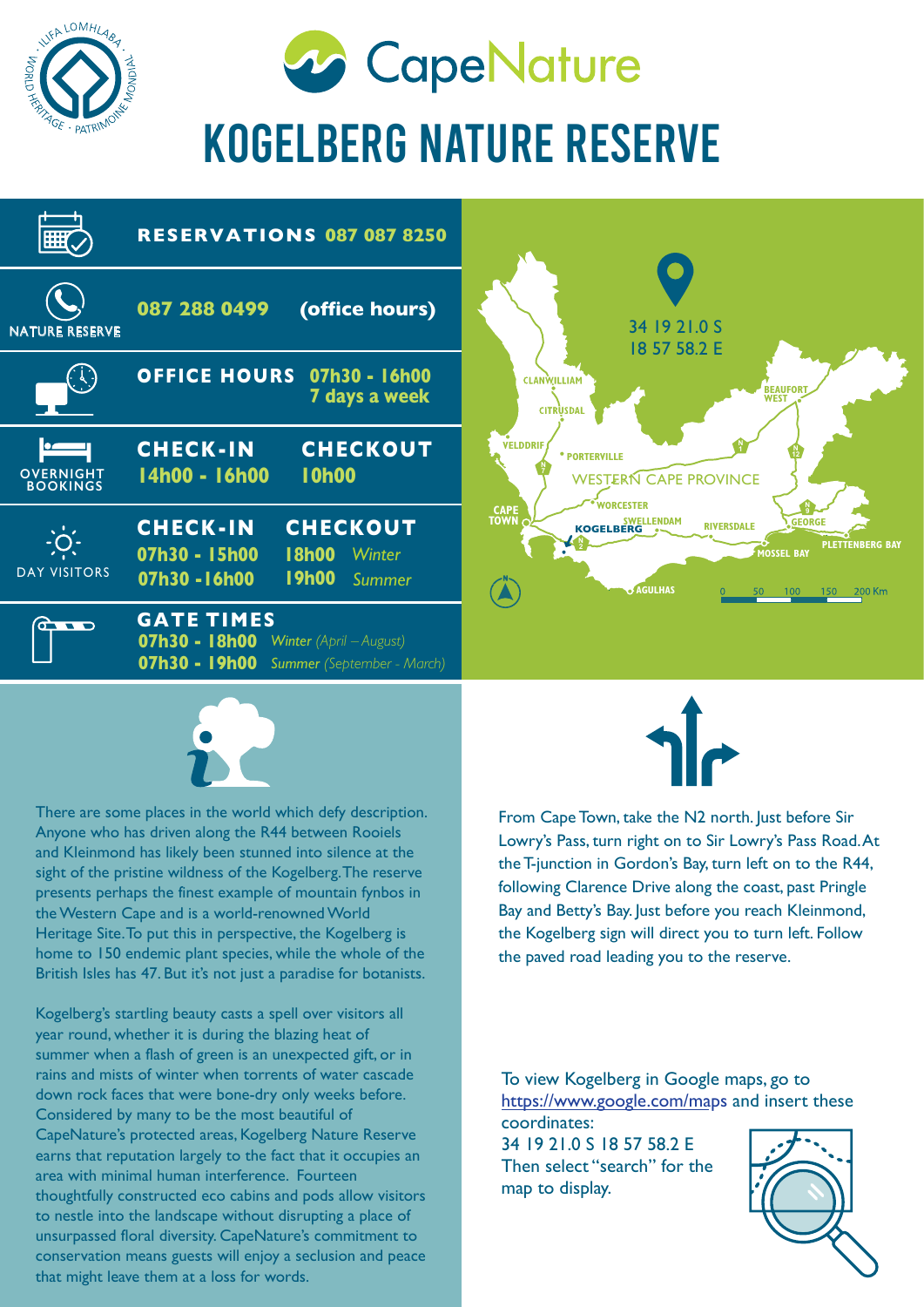# CapeNature

# KOGELBERG NATURE RESERVE

**RESERVATIONS 087 087 8250**

**NATURE RESERVE** — **087 288 0499 (office hours)**

**OFFICE HOURS** 07h30 - 16h00, 7 days a week

**OVERNIGHT BOOKINGS**

| CHECK-IN | CHECKOUT |
|---|---|
| 14h00 - 16h00 | 10h00 |

**DAY VISITORS**

| CHECK-IN | CHECKOUT | |
|---|---|---|
| 07h30 - 15h00 | 18h00 | *Winter* |
| 07h30 - 16h00 | 19h00 | *Summer* |

**GATE TIMES**

07h30 - 18h00 *Winter (April – August)*
07h30 - 19h00 *Summer (September - March)*

34 19 21.0 S
18 57 58.2 E

There are some places in the world which defy description. Anyone who has driven along the R44 between Rooiels and Kleinmond has likely been stunned into silence at the sight of the pristine wildness of the Kogelberg. The reserve presents perhaps the finest example of mountain fynbos in the Western Cape and is a world-renowned World Heritage Site. To put this in perspective, the Kogelberg is home to 150 endemic plant species, while the whole of the British Isles has 47. But it's not just a paradise for botanists.

Kogelberg's startling beauty casts a spell over visitors all year round, whether it is during the blazing heat of summer when a flash of green is an unexpected gift, or in rains and mists of winter when torrents of water cascade down rock faces that were bone-dry only weeks before. Considered by many to be the most beautiful of CapeNature's protected areas, Kogelberg Nature Reserve earns that reputation largely to the fact that it occupies an area with minimal human interference. Fourteen thoughtfully constructed eco cabins and pods allow visitors to nestle into the landscape without disrupting a place of unsurpassed floral diversity. CapeNature's commitment to conservation means guests will enjoy a seclusion and peace that might leave them at a loss for words.

From Cape Town, take the N2 north. Just before Sir Lowry's Pass, turn right on to Sir Lowry's Pass Road. At the T-junction in Gordon's Bay, turn left on to the R44, following Clarence Drive along the coast, past Pringle Bay and Betty's Bay. Just before you reach Kleinmond, the Kogelberg sign will direct you to turn left. Follow the paved road leading you to the reserve.

To view Kogelberg in Google maps, go to https://www.google.com/maps and insert these coordinates:
34 19 21.0 S 18 57 58.2 E
Then select "search" for the map to display.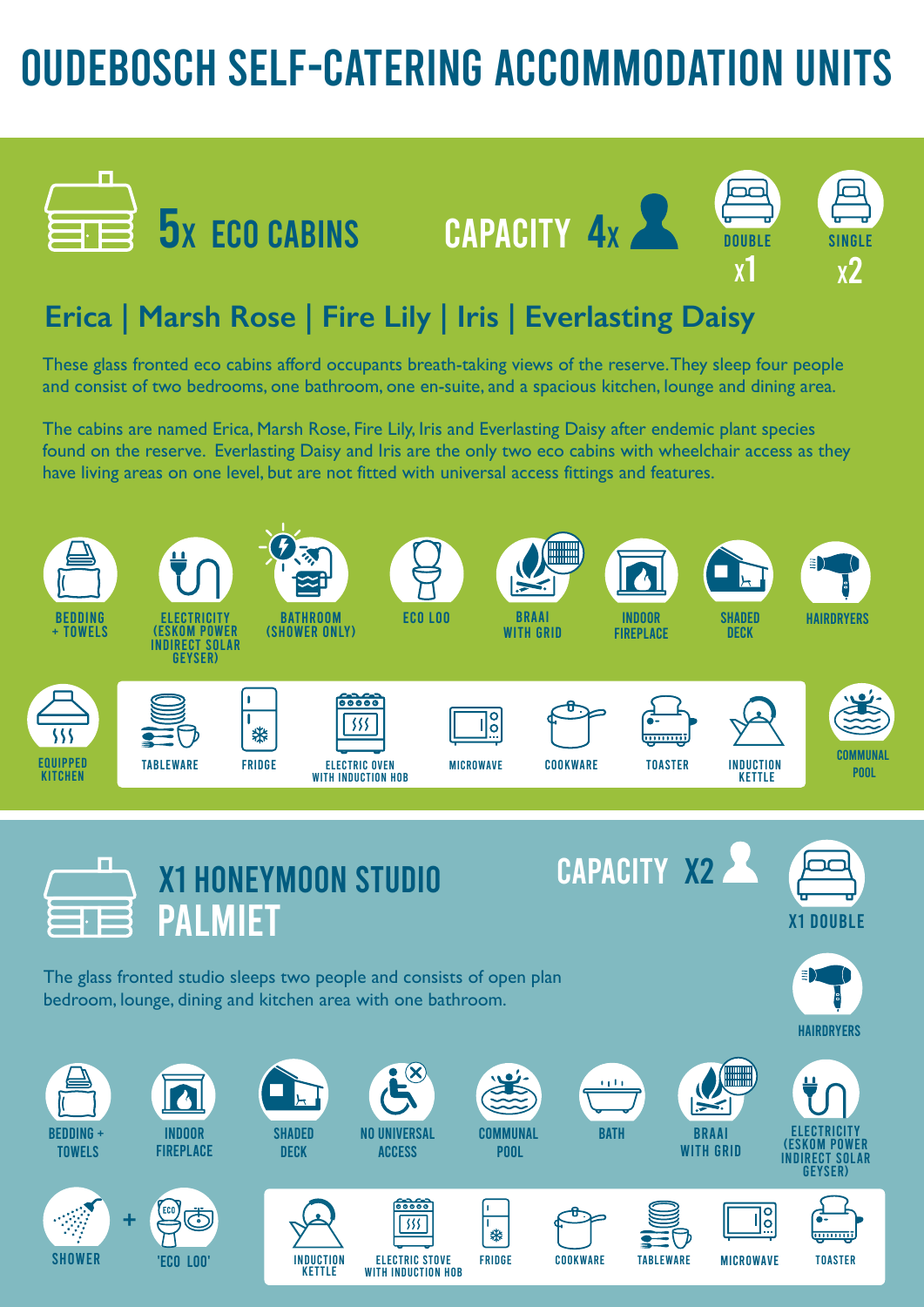# OUDEBOSCH SELF-CATERING ACCOMMODATION UNITS

## 5x ECO CABINS

CAPACITY 4x

DOUBLE x1

SINGLE x2

### Erica | Marsh Rose | Fire Lily | Iris | Everlasting Daisy

These glass fronted eco cabins afford occupants breath-taking views of the reserve. They sleep four people and consist of two bedrooms, one bathroom, one en-suite, and a spacious kitchen, lounge and dining area.

The cabins are named Erica, Marsh Rose, Fire Lily, Iris and Everlasting Daisy after endemic plant species found on the reserve. Everlasting Daisy and Iris are the only two eco cabins with wheelchair access as they have living areas on one level, but are not fitted with universal access fittings and features.

- BEDDING + TOWELS
- ELECTRICITY (ESKOM POWER INDIRECT SOLAR GEYSER)
- BATHROOM (SHOWER ONLY)
- ECO LOO
- BRAAI WITH GRID
- INDOOR FIREPLACE
- SHADED DECK
- HAIRDRYERS
- EQUIPPED KITCHEN
- TABLEWARE
- FRIDGE
- ELECTRIC OVEN WITH INDUCTION HOB
- MICROWAVE
- COOKWARE
- TOASTER
- INDUCTION KETTLE
- COMMUNAL POOL

## X1 HONEYMOON STUDIO PALMIET

CAPACITY X2

X1 DOUBLE

HAIRDRYERS

The glass fronted studio sleeps two people and consists of open plan bedroom, lounge, dining and kitchen area with one bathroom.

- BEDDING + TOWELS
- INDOOR FIREPLACE
- SHADED DECK
- NO UNIVERSAL ACCESS
- COMMUNAL POOL
- BATH
- BRAAI WITH GRID
- ELECTRICITY (ESKOM POWER INDIRECT SOLAR GEYSER)
- SHOWER + 'ECO LOO'
- INDUCTION KETTLE
- ELECTRIC STOVE WITH INDUCTION HOB
- FRIDGE
- COOKWARE
- TABLEWARE
- MICROWAVE
- TOASTER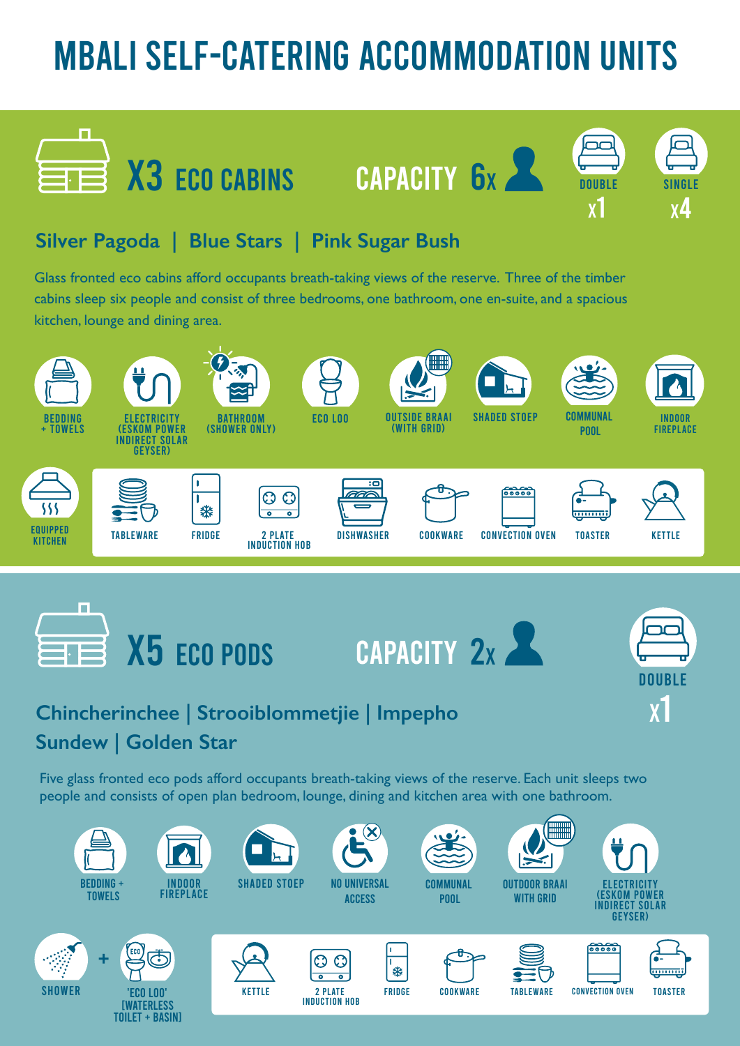# MBALI SELF-CATERING ACCOMMODATION UNITS

## X3 ECO CABINS

CAPACITY 6x

DOUBLE x1

SINGLE x4

### Silver Pagoda | Blue Stars | Pink Sugar Bush

Glass fronted eco cabins afford occupants breath-taking views of the reserve. Three of the timber cabins sleep six people and consist of three bedrooms, one bathroom, one en-suite, and a spacious kitchen, lounge and dining area.

- BEDDING + TOWELS
- ELECTRICITY (ESKOM POWER INDIRECT SOLAR GEYSER)
- BATHROOM (SHOWER ONLY)
- ECO LOO
- OUTSIDE BRAAI (WITH GRID)
- SHADED STOEP
- COMMUNAL POOL
- INDOOR FIREPLACE
- EQUIPPED KITCHEN
  - TABLEWARE
  - FRIDGE
  - 2 PLATE INDUCTION HOB
  - DISHWASHER
  - COOKWARE
  - CONVECTION OVEN
  - TOASTER
  - KETTLE

## X5 ECO PODS

CAPACITY 2x

DOUBLE x1

### Chincherinchee | Strooiblommetjie | Impepho
### Sundew | Golden Star

Five glass fronted eco pods afford occupants breath-taking views of the reserve. Each unit sleeps two people and consists of open plan bedroom, lounge, dining and kitchen area with one bathroom.

- BEDDING + TOWELS
- INDOOR FIREPLACE
- SHADED STOEP
- NO UNIVERSAL ACCESS
- COMMUNAL POOL
- OUTDOOR BRAAI WITH GRID
- ELECTRICITY (ESKOM POWER INDIRECT SOLAR GEYSER)
- SHOWER + 'ECO LOO' [WATERLESS TOILET + BASIN]
- KETTLE
- 2 PLATE INDUCTION HOB
- FRIDGE
- COOKWARE
- TABLEWARE
- CONVECTION OVEN
- TOASTER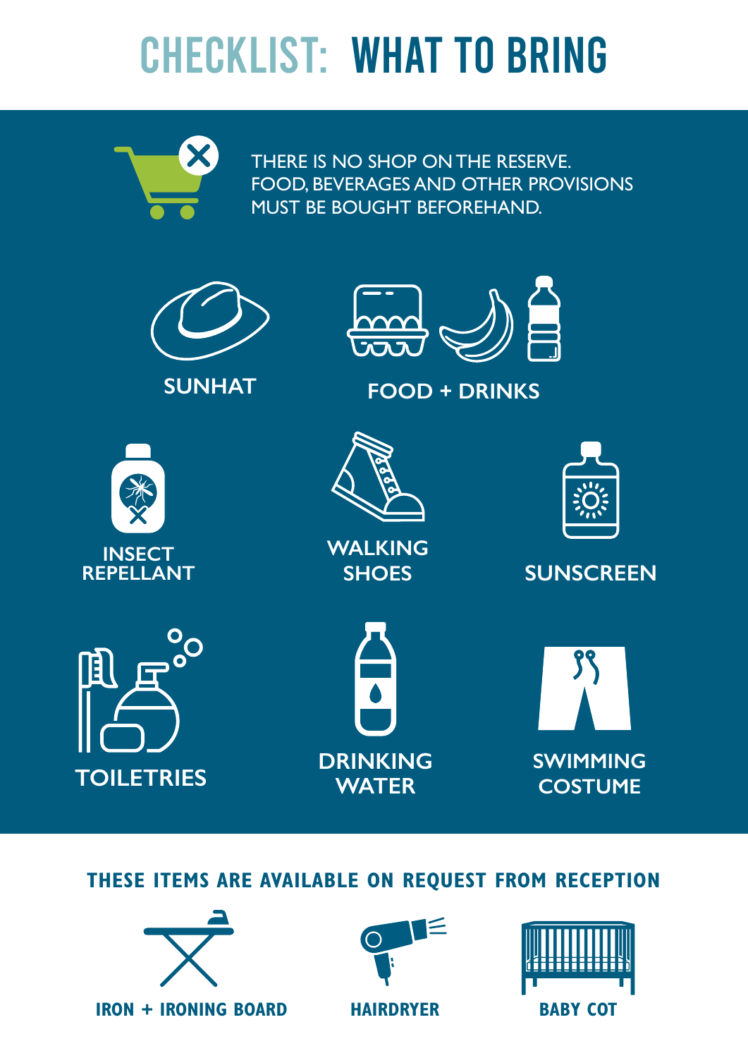# CHECKLIST: WHAT TO BRING

THERE IS NO SHOP ON THE RESERVE.
FOOD, BEVERAGES AND OTHER PROVISIONS MUST BE BOUGHT BEFOREHAND.

- SUNHAT
- FOOD + DRINKS
- INSECT REPELLANT
- WALKING SHOES
- SUNSCREEN
- TOILETRIES
- DRINKING WATER
- SWIMMING COSTUME

## THESE ITEMS ARE AVAILABLE ON REQUEST FROM RECEPTION

- IRON + IRONING BOARD
- HAIRDRYER
- BABY COT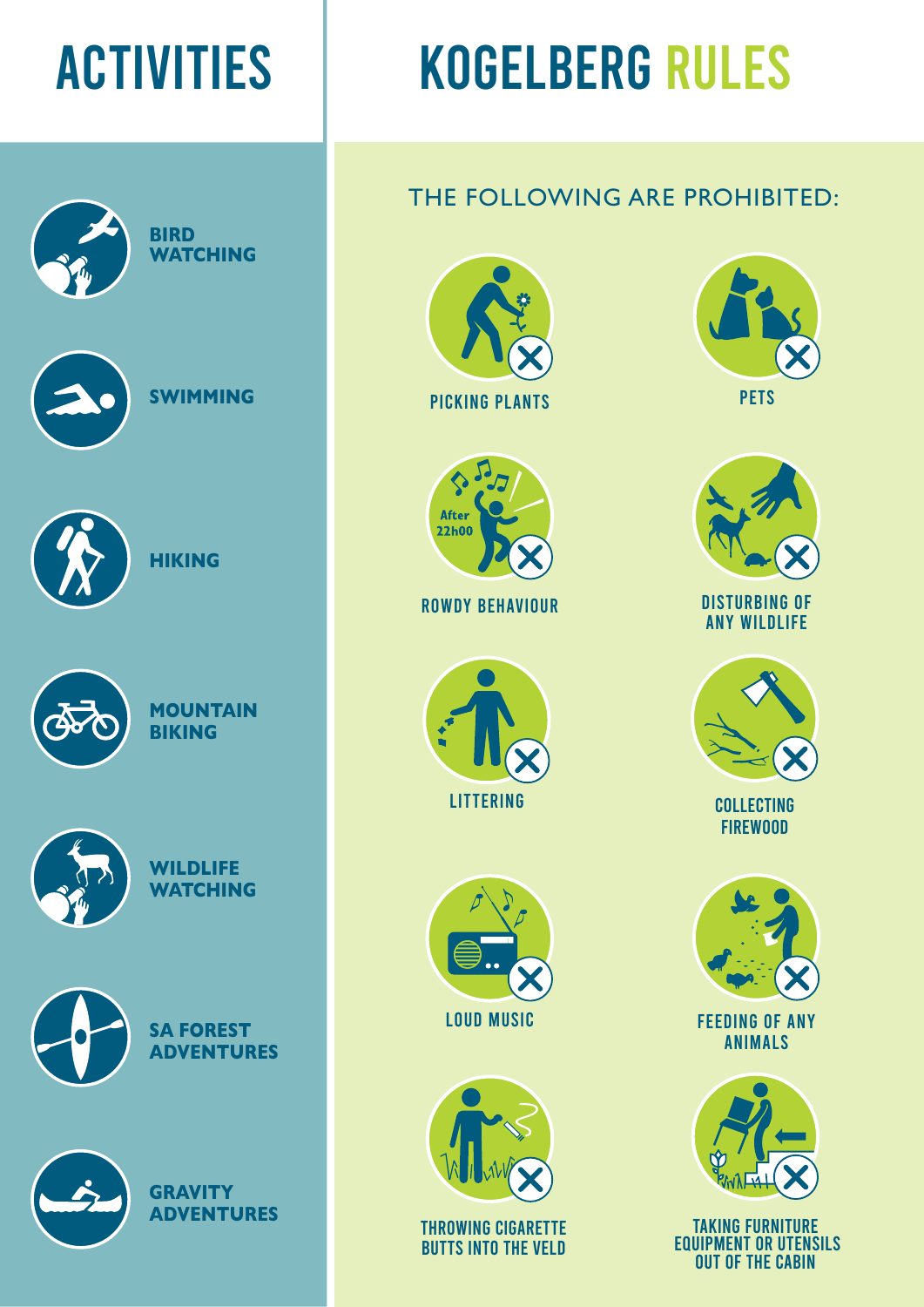# ACTIVITIES

- **BIRD WATCHING**
- **SWIMMING**
- **HIKING**
- **MOUNTAIN BIKING**
- **WILDLIFE WATCHING**
- **SA FOREST ADVENTURES**
- **GRAVITY ADVENTURES**

# KOGELBERG RULES

THE FOLLOWING ARE PROHIBITED:

- PICKING PLANTS
- PETS
- ROWDY BEHAVIOUR (After 22h00)
- DISTURBING OF ANY WILDLIFE
- LITTERING
- COLLECTING FIREWOOD
- LOUD MUSIC
- FEEDING OF ANY ANIMALS
- THROWING CIGARETTE BUTTS INTO THE VELD
- TAKING FURNITURE EQUIPMENT OR UTENSILS OUT OF THE CABIN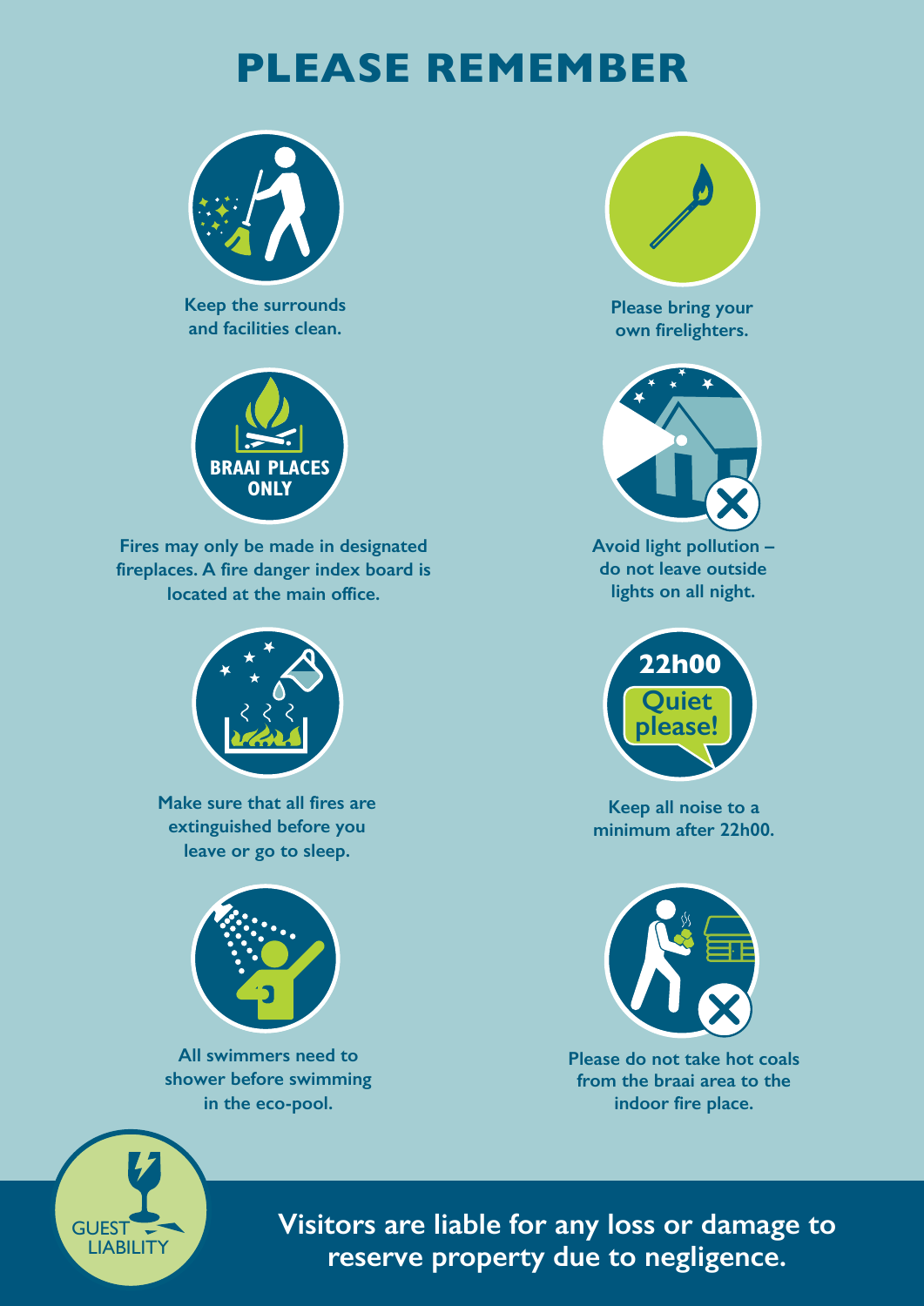# PLEASE REMEMBER

Keep the surrounds and facilities clean.

Please bring your own firelighters.

BRAAI PLACES ONLY

Fires may only be made in designated fireplaces. A fire danger index board is located at the main office.

Avoid light pollution – do not leave outside lights on all night.

22h00 Quiet please!

Make sure that all fires are extinguished before you leave or go to sleep.

Keep all noise to a minimum after 22h00.

All swimmers need to shower before swimming in the eco-pool.

Please do not take hot coals from the braai area to the indoor fire place.

GUEST LIABILITY

**Visitors are liable for any loss or damage to reserve property due to negligence.**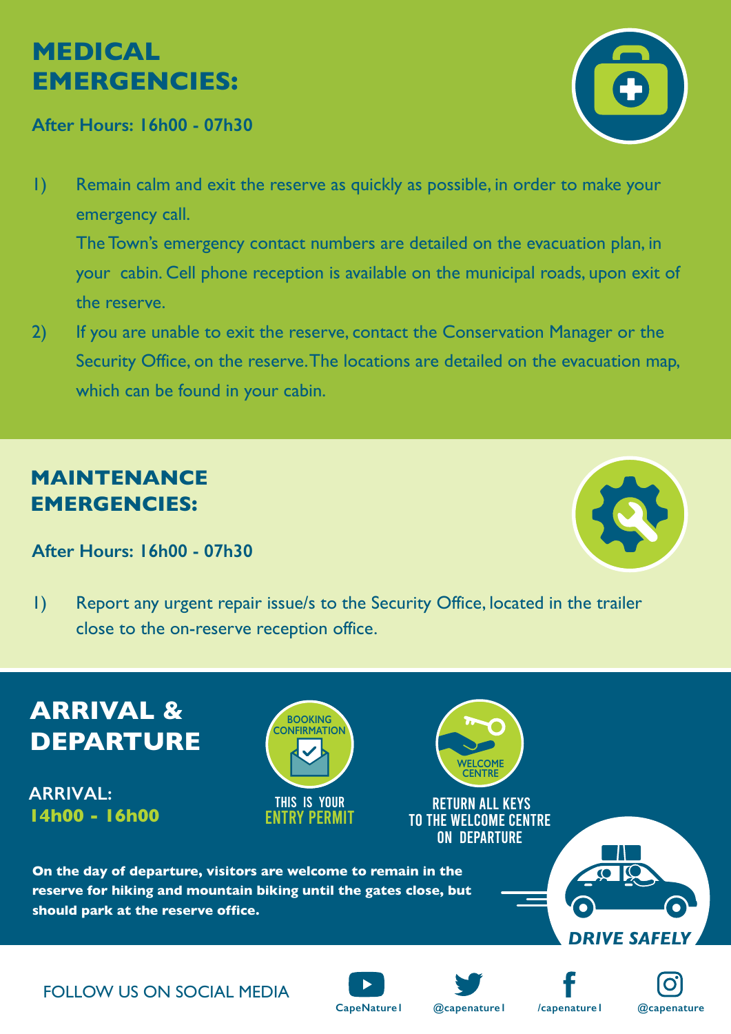# MEDICAL EMERGENCIES:

**After Hours: 16h00 - 07h30**

1) Remain calm and exit the reserve as quickly as possible, in order to make your emergency call.
   The Town's emergency contact numbers are detailed on the evacuation plan, in your cabin. Cell phone reception is available on the municipal roads, upon exit of the reserve.
2) If you are unable to exit the reserve, contact the Conservation Manager or the Security Office, on the reserve. The locations are detailed on the evacuation map, which can be found in your cabin.

# MAINTENANCE EMERGENCIES:

**After Hours: 16h00 - 07h30**

1) Report any urgent repair issue/s to the Security Office, located in the trailer close to the on-reserve reception office.

# ARRIVAL & DEPARTURE

**ARRIVAL:**
**14h00 - 16h00**

BOOKING CONFIRMATION

THIS IS YOUR ENTRY PERMIT

WELCOME CENTRE

RETURN ALL KEYS TO THE WELCOME CENTRE ON DEPARTURE

**On the day of departure, visitors are welcome to remain in the reserve for hiking and mountain biking until the gates close, but should park at the reserve office.**

***DRIVE SAFELY***

FOLLOW US ON SOCIAL MEDIA

CapeNature1 | @capenature1 | /capenature1 | @capenature